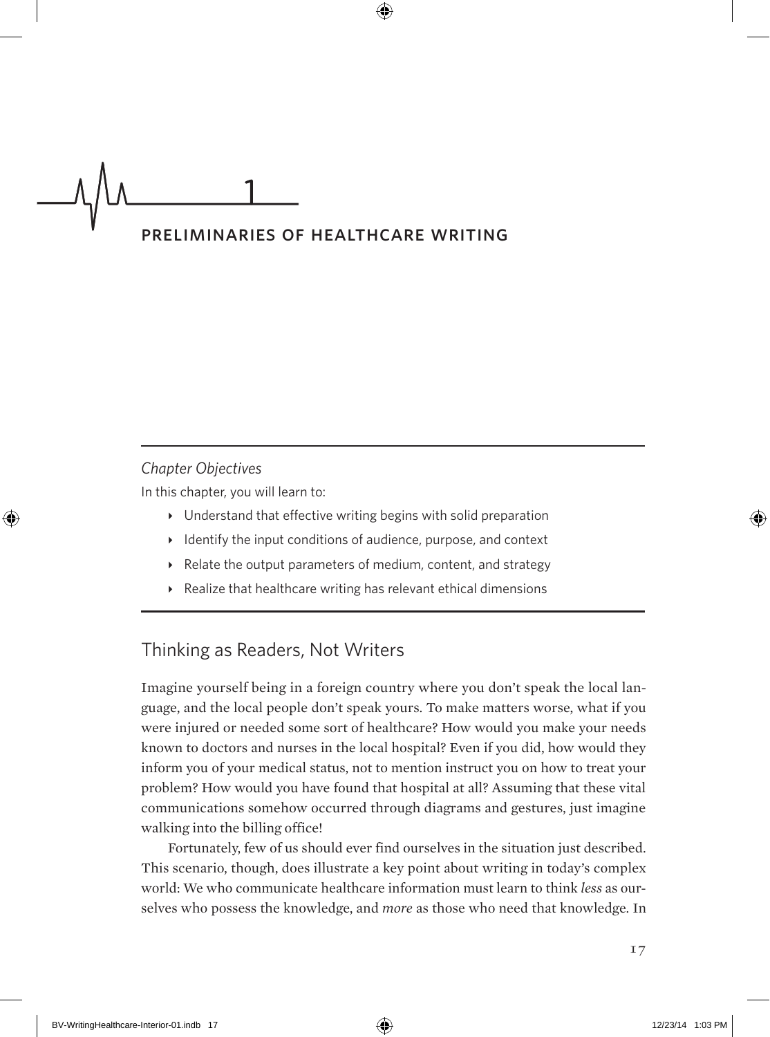# 1

# PRELIMINARIES OF HEALTHCARE WRITING

*Chapter Objectives*

In this chapter, you will learn to:

- Understand that effective writing begins with solid preparation
- Identify the input conditions of audience, purpose, and context
- Relate the output parameters of medium, content, and strategy
- Realize that healthcare writing has relevant ethical dimensions

## Thinking as Readers, Not Writers

Imagine yourself being in a foreign country where you don't speak the local language, and the local people don't speak yours. To make matters worse, what if you were injured or needed some sort of healthcare? How would you make your needs known to doctors and nurses in the local hospital? Even if you did, how would they inform you of your medical status, not to mention instruct you on how to treat your problem? How would you have found that hospital at all? Assuming that these vital communications somehow occurred through diagrams and gestures, just imagine walking into the billing office!

Fortunately, few of us should ever find ourselves in the situation just described. This scenario, though, does illustrate a key point about writing in today's complex world: We who communicate healthcare information must learn to think *less* as ourselves who possess the knowledge, and *more* as those who need that knowledge. In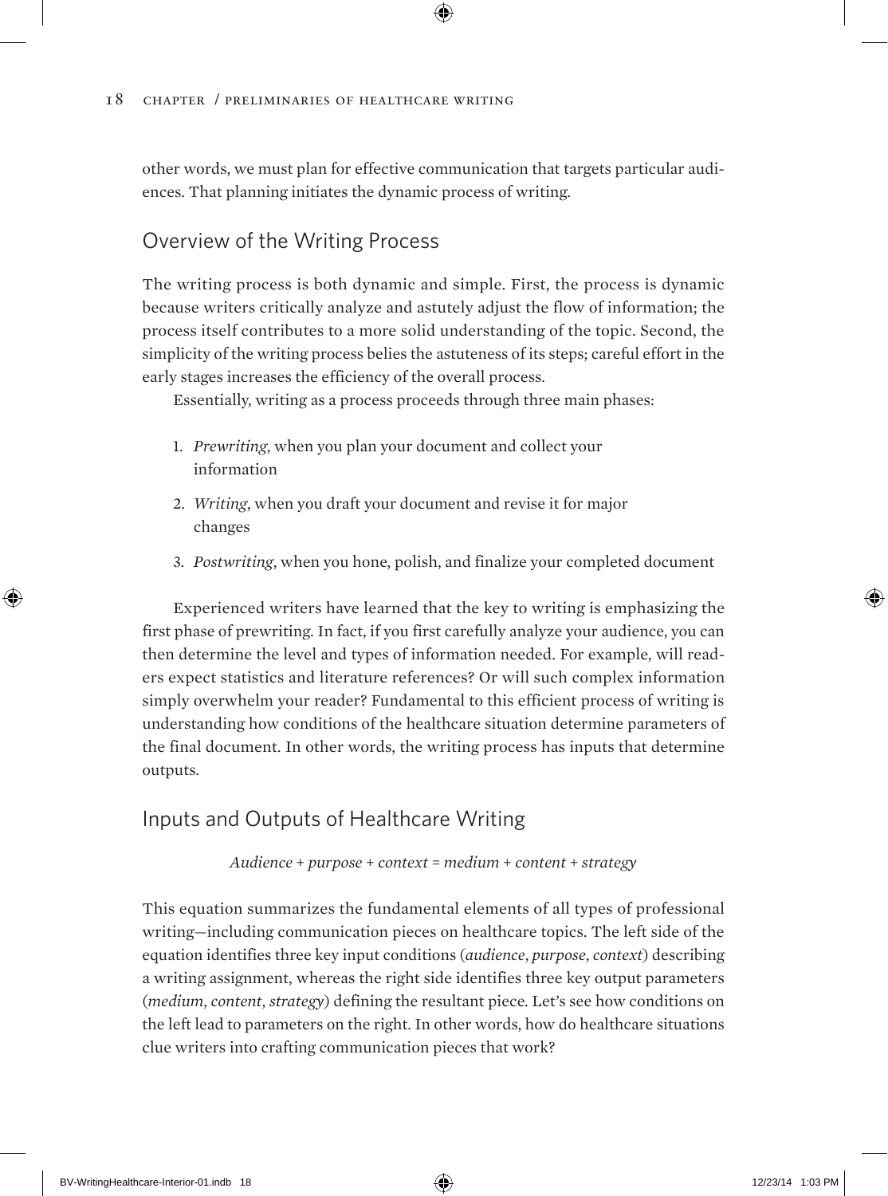other words, we must plan for effective communication that targets particular audiences. That planning initiates the dynamic process of writing.

## Overview of the Writing Process

The writing process is both dynamic and simple. First, the process is dynamic because writers critically analyze and astutely adjust the flow of information; the process itself contributes to a more solid understanding of the topic. Second, the simplicity of the writing process belies the astuteness of its steps; careful effort in the early stages increases the efficiency of the overall process.

Essentially, writing as a process proceeds through three main phases:

1. *Prewriting*, when you plan your document and collect your information
2. *Writing*, when you draft your document and revise it for major changes
3. *Postwriting*, when you hone, polish, and finalize your completed document

Experienced writers have learned that the key to writing is emphasizing the first phase of prewriting. In fact, if you first carefully analyze your audience, you can then determine the level and types of information needed. For example, will readers expect statistics and literature references? Or will such complex information simply overwhelm your reader? Fundamental to this efficient process of writing is understanding how conditions of the healthcare situation determine parameters of the final document. In other words, the writing process has inputs that determine outputs.

## Inputs and Outputs of Healthcare Writing

*Audience + purpose + context = medium + content + strategy*

This equation summarizes the fundamental elements of all types of professional writing—including communication pieces on healthcare topics. The left side of the equation identifies three key input conditions (*audience*, *purpose*, *context*) describing a writing assignment, whereas the right side identifies three key output parameters (*medium*, *content*, *strategy*) defining the resultant piece. Let's see how conditions on the left lead to parameters on the right. In other words, how do healthcare situations clue writers into crafting communication pieces that work?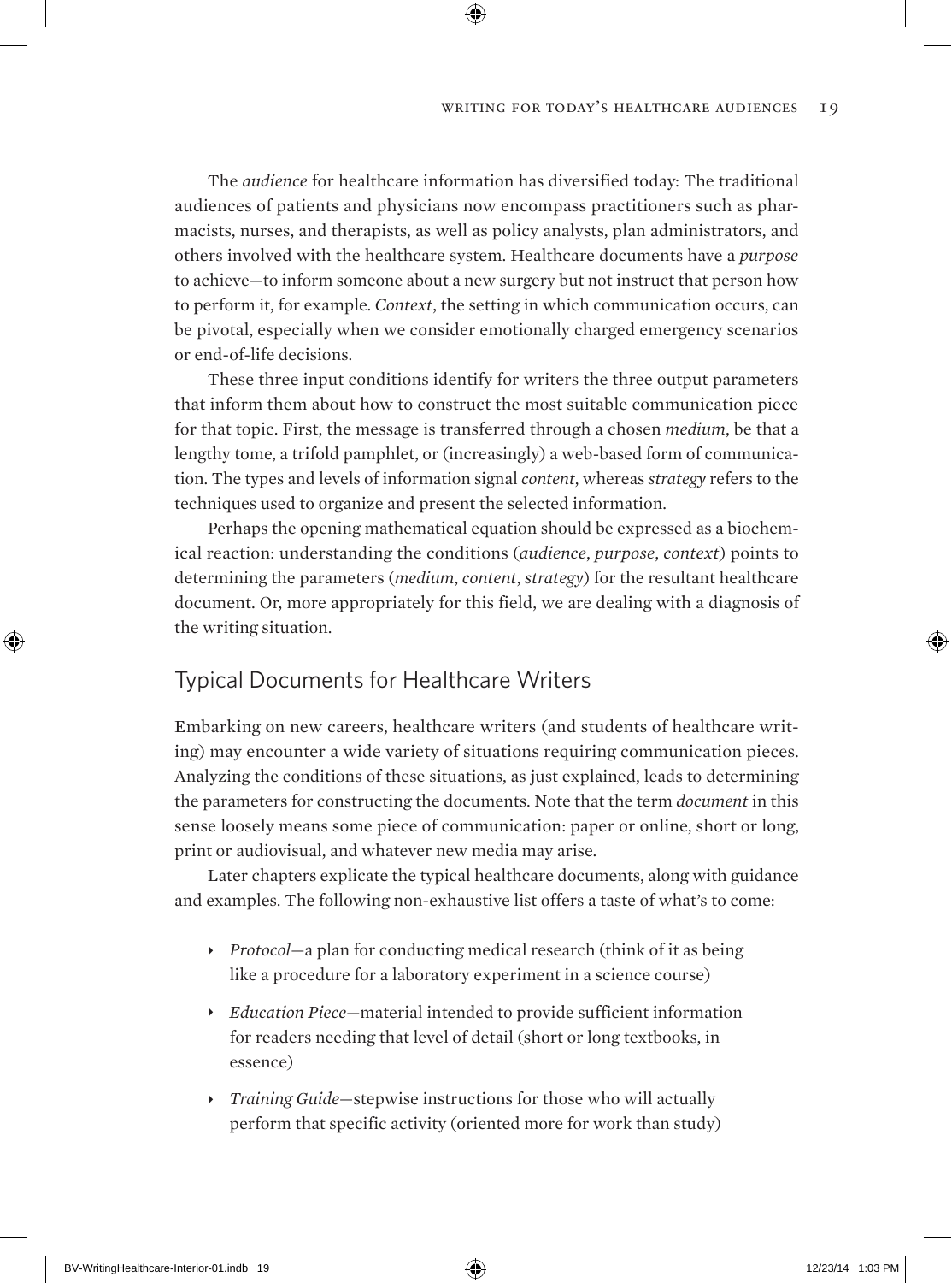The *audience* for healthcare information has diversified today: The traditional audiences of patients and physicians now encompass practitioners such as pharmacists, nurses, and therapists, as well as policy analysts, plan administrators, and others involved with the healthcare system. Healthcare documents have a *purpose* to achieve—to inform someone about a new surgery but not instruct that person how to perform it, for example. *Context*, the setting in which communication occurs, can be pivotal, especially when we consider emotionally charged emergency scenarios or end-of-life decisions.

These three input conditions identify for writers the three output parameters that inform them about how to construct the most suitable communication piece for that topic. First, the message is transferred through a chosen *medium*, be that a lengthy tome, a trifold pamphlet, or (increasingly) a web-based form of communication. The types and levels of information signal *content*, whereas *strategy* refers to the techniques used to organize and present the selected information.

Perhaps the opening mathematical equation should be expressed as a biochemical reaction: understanding the conditions (*audience*, *purpose*, *context*) points to determining the parameters (*medium*, *content*, *strategy*) for the resultant healthcare document. Or, more appropriately for this field, we are dealing with a diagnosis of the writing situation.

## Typical Documents for Healthcare Writers

Embarking on new careers, healthcare writers (and students of healthcare writing) may encounter a wide variety of situations requiring communication pieces. Analyzing the conditions of these situations, as just explained, leads to determining the parameters for constructing the documents. Note that the term *document* in this sense loosely means some piece of communication: paper or online, short or long, print or audiovisual, and whatever new media may arise.

Later chapters explicate the typical healthcare documents, along with guidance and examples. The following non-exhaustive list offers a taste of what's to come:

- *Protocol*—a plan for conducting medical research (think of it as being like a procedure for a laboratory experiment in a science course)
- *Education Piece*—material intended to provide sufficient information for readers needing that level of detail (short or long textbooks, in essence)
- *Training Guide*—stepwise instructions for those who will actually perform that specific activity (oriented more for work than study)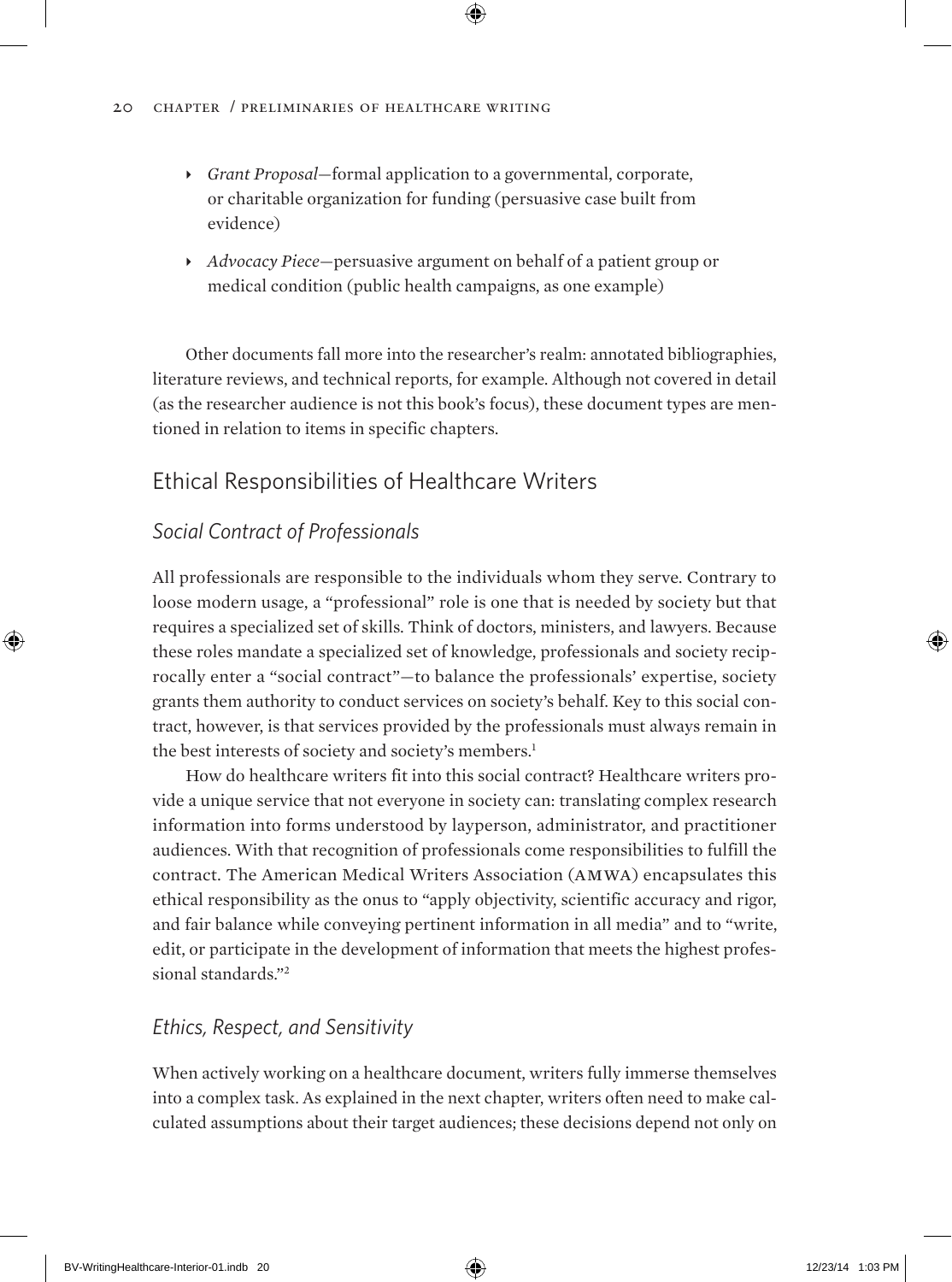- *Grant Proposal*—formal application to a governmental, corporate, or charitable organization for funding (persuasive case built from evidence)
- *Advocacy Piece*—persuasive argument on behalf of a patient group or medical condition (public health campaigns, as one example)

Other documents fall more into the researcher's realm: annotated bibliographies, literature reviews, and technical reports, for example. Although not covered in detail (as the researcher audience is not this book's focus), these document types are mentioned in relation to items in specific chapters.

## Ethical Responsibilities of Healthcare Writers

### *Social Contract of Professionals*

All professionals are responsible to the individuals whom they serve. Contrary to loose modern usage, a "professional" role is one that is needed by society but that requires a specialized set of skills. Think of doctors, ministers, and lawyers. Because these roles mandate a specialized set of knowledge, professionals and society reciprocally enter a "social contract"—to balance the professionals' expertise, society grants them authority to conduct services on society's behalf. Key to this social contract, however, is that services provided by the professionals must always remain in the best interests of society and society's members.[1]

How do healthcare writers fit into this social contract? Healthcare writers provide a unique service that not everyone in society can: translating complex research information into forms understood by layperson, administrator, and practitioner audiences. With that recognition of professionals come responsibilities to fulfill the contract. The American Medical Writers Association (AMWA) encapsulates this ethical responsibility as the onus to "apply objectivity, scientific accuracy and rigor, and fair balance while conveying pertinent information in all media" and to "write, edit, or participate in the development of information that meets the highest professional standards."[2]

### *Ethics, Respect, and Sensitivity*

When actively working on a healthcare document, writers fully immerse themselves into a complex task. As explained in the next chapter, writers often need to make calculated assumptions about their target audiences; these decisions depend not only on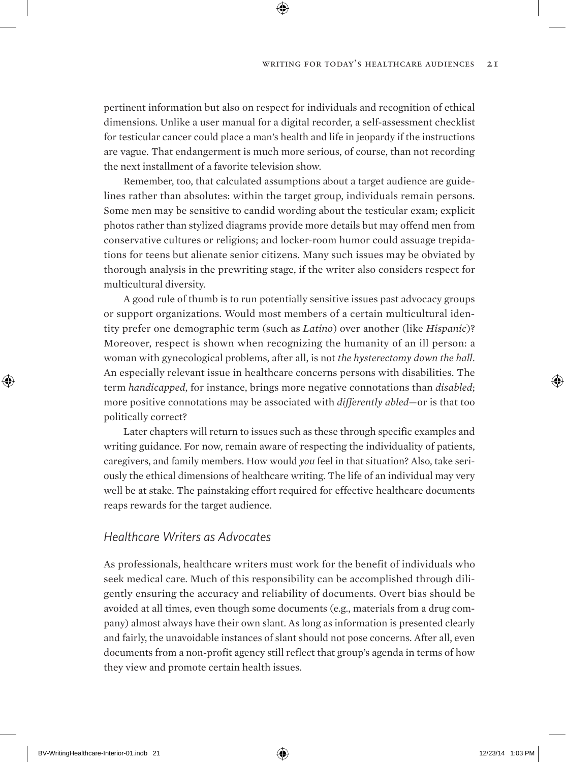pertinent information but also on respect for individuals and recognition of ethical dimensions. Unlike a user manual for a digital recorder, a self-assessment checklist for testicular cancer could place a man's health and life in jeopardy if the instructions are vague. That endangerment is much more serious, of course, than not recording the next installment of a favorite television show.

Remember, too, that calculated assumptions about a target audience are guidelines rather than absolutes: within the target group, individuals remain persons. Some men may be sensitive to candid wording about the testicular exam; explicit photos rather than stylized diagrams provide more details but may offend men from conservative cultures or religions; and locker-room humor could assuage trepidations for teens but alienate senior citizens. Many such issues may be obviated by thorough analysis in the prewriting stage, if the writer also considers respect for multicultural diversity.

A good rule of thumb is to run potentially sensitive issues past advocacy groups or support organizations. Would most members of a certain multicultural identity prefer one demographic term (such as *Latino*) over another (like *Hispanic*)? Moreover, respect is shown when recognizing the humanity of an ill person: a woman with gynecological problems, after all, is not *the hysterectomy down the hall*. An especially relevant issue in healthcare concerns persons with disabilities. The term *handicapped*, for instance, brings more negative connotations than *disabled*; more positive connotations may be associated with *differently abled*—or is that too politically correct?

Later chapters will return to issues such as these through specific examples and writing guidance. For now, remain aware of respecting the individuality of patients, caregivers, and family members. How would *you* feel in that situation? Also, take seriously the ethical dimensions of healthcare writing. The life of an individual may very well be at stake. The painstaking effort required for effective healthcare documents reaps rewards for the target audience.

### *Healthcare Writers as Advocates*

As professionals, healthcare writers must work for the benefit of individuals who seek medical care. Much of this responsibility can be accomplished through diligently ensuring the accuracy and reliability of documents. Overt bias should be avoided at all times, even though some documents (e.g., materials from a drug company) almost always have their own slant. As long as information is presented clearly and fairly, the unavoidable instances of slant should not pose concerns. After all, even documents from a non-profit agency still reflect that group's agenda in terms of how they view and promote certain health issues.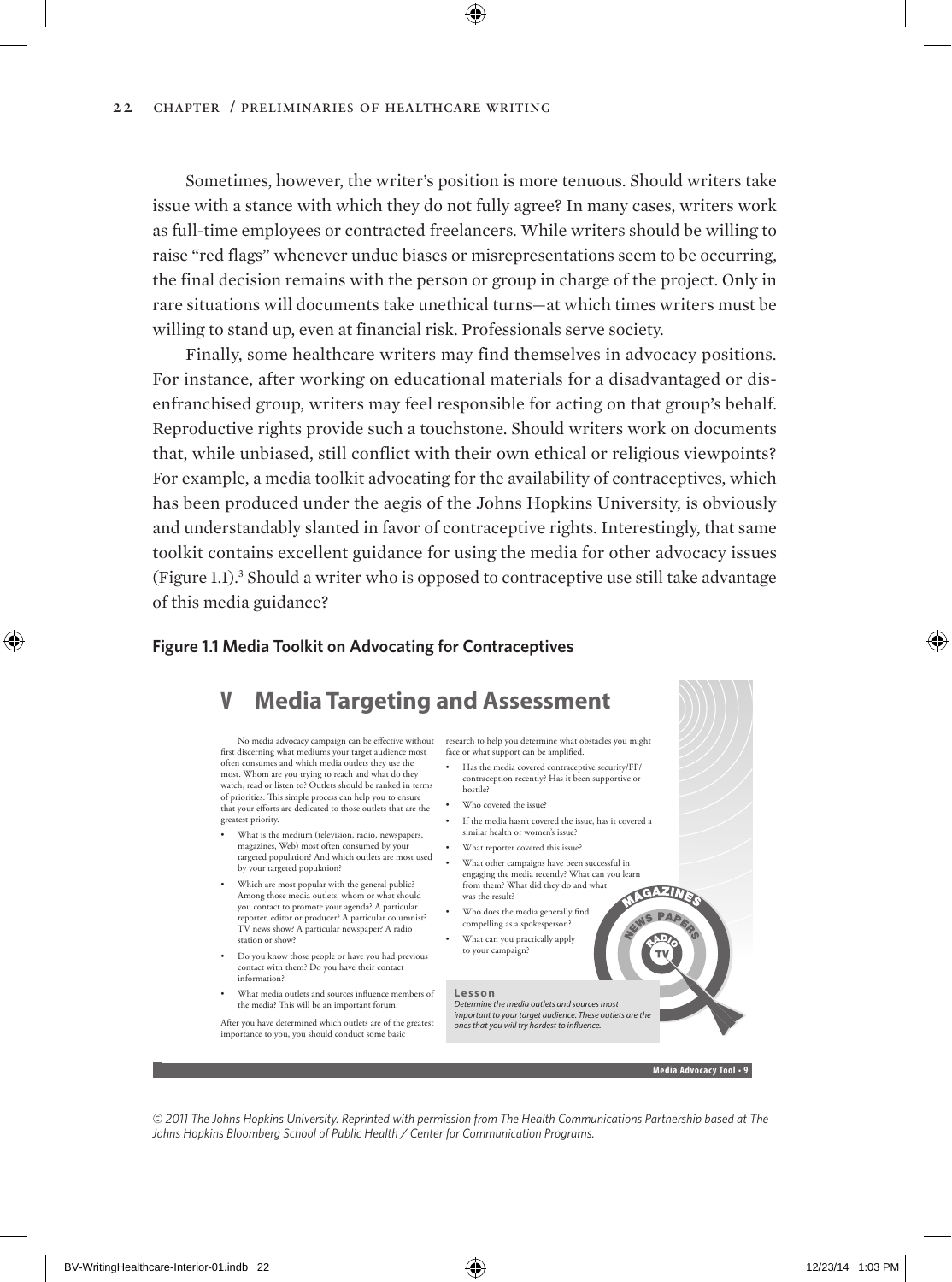Sometimes, however, the writer's position is more tenuous. Should writers take issue with a stance with which they do not fully agree? In many cases, writers work as full-time employees or contracted freelancers. While writers should be willing to raise "red flags" whenever undue biases or misrepresentations seem to be occurring, the final decision remains with the person or group in charge of the project. Only in rare situations will documents take unethical turns—at which times writers must be willing to stand up, even at financial risk. Professionals serve society.

Finally, some healthcare writers may find themselves in advocacy positions. For instance, after working on educational materials for a disadvantaged or disenfranchised group, writers may feel responsible for acting on that group's behalf. Reproductive rights provide such a touchstone. Should writers work on documents that, while unbiased, still conflict with their own ethical or religious viewpoints? For example, a media toolkit advocating for the availability of contraceptives, which has been produced under the aegis of the Johns Hopkins University, is obviously and understandably slanted in favor of contraceptive rights. Interestingly, that same toolkit contains excellent guidance for using the media for other advocacy issues (Figure 1.1).[3] Should a writer who is opposed to contraceptive use still take advantage of this media guidance?

**Figure 1.1 Media Toolkit on Advocating for Contraceptives**

## V Media Targeting and Assessment

No media advocacy campaign can be effective without first discerning what mediums your target audience most often consumes and which media outlets they use the most. Whom are you trying to reach and what do they watch, read or listen to? Outlets should be ranked in terms of priorities. This simple process can help you to ensure that your efforts are dedicated to those outlets that are the greatest priority.

- What is the medium (television, radio, newspapers, magazines, Web) most often consumed by your targeted population? And which outlets are most used by your targeted population?
- Which are most popular with the general public? Among those media outlets, whom or what should you contact to promote your agenda? A particular reporter, editor or producer? A particular columnist? TV news show? A particular newspaper? A radio station or show?
- Do you know those people or have you had previous contact with them? Do you have their contact information?
- What media outlets and sources influence members of the media? This will be an important forum.

After you have determined which outlets are of the greatest importance to you, you should conduct some basic research to help you determine what obstacles you might face or what support can be amplified.

- Has the media covered contraceptive security/FP/contraception recently? Has it been supportive or hostile?
- Who covered the issue?
- If the media hasn't covered the issue, has it covered a similar health or women's issue?
- What reporter covered this issue?
- What other campaigns have been successful in engaging the media recently? What can you learn from them? What did they do and what was the result?
- Who does the media generally find compelling as a spokesperson?
- What can you practically apply to your campaign?

MAGAZINES NEWS PAPERS RADIO TV

**Lesson**
*Determine the media outlets and sources most important to your target audience. These outlets are the ones that you will try hardest to influence.*

**Media Advocacy Tool • 9**

*© 2011 The Johns Hopkins University. Reprinted with permission from The Health Communications Partnership based at The Johns Hopkins Bloomberg School of Public Health / Center for Communication Programs.*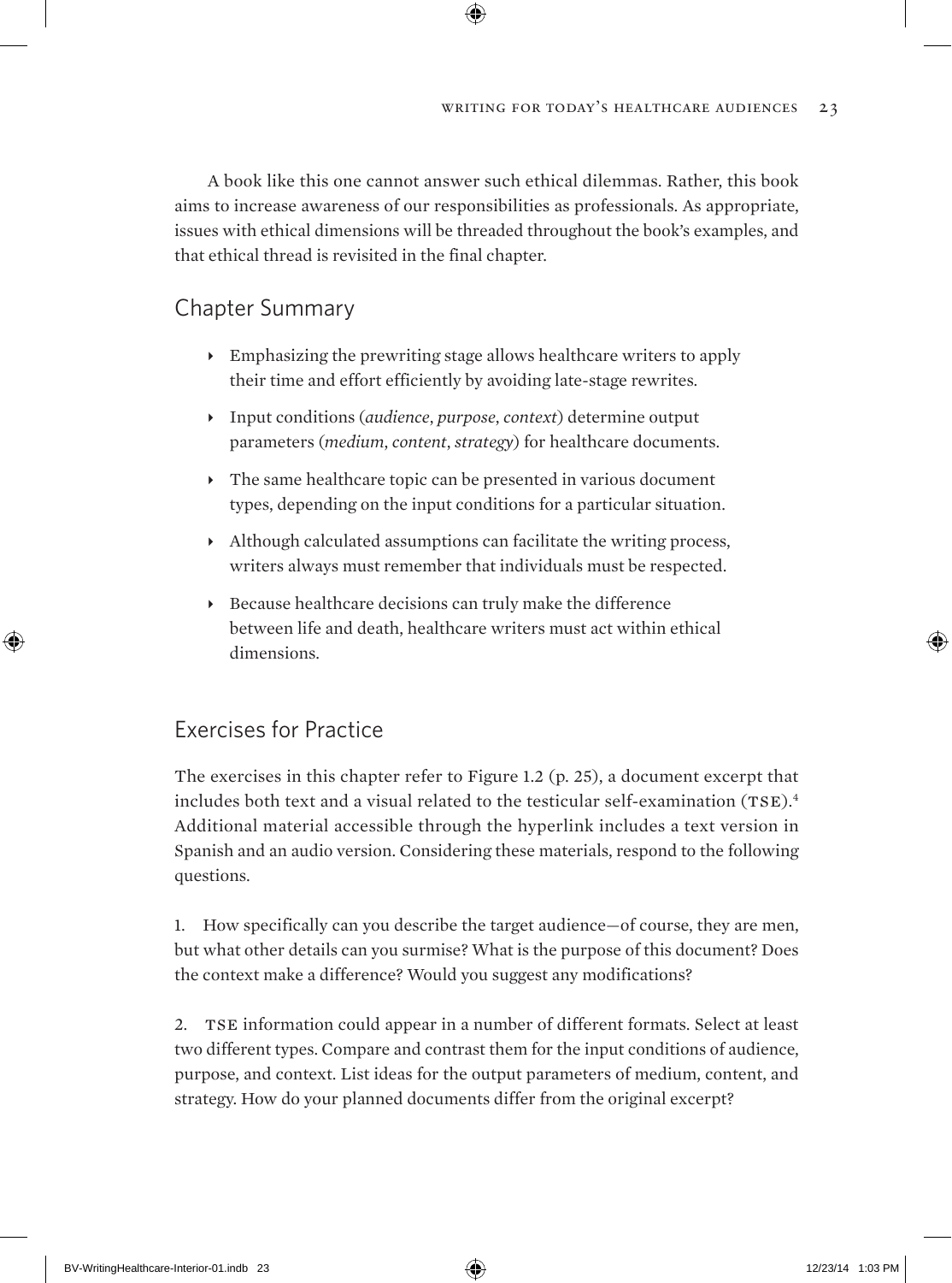A book like this one cannot answer such ethical dilemmas. Rather, this book aims to increase awareness of our responsibilities as professionals. As appropriate, issues with ethical dimensions will be threaded throughout the book's examples, and that ethical thread is revisited in the final chapter.

## Chapter Summary

- Emphasizing the prewriting stage allows healthcare writers to apply their time and effort efficiently by avoiding late-stage rewrites.
- Input conditions (*audience*, *purpose*, *context*) determine output parameters (*medium*, *content*, *strategy*) for healthcare documents.
- The same healthcare topic can be presented in various document types, depending on the input conditions for a particular situation.
- Although calculated assumptions can facilitate the writing process, writers always must remember that individuals must be respected.
- Because healthcare decisions can truly make the difference between life and death, healthcare writers must act within ethical dimensions.

## Exercises for Practice

The exercises in this chapter refer to Figure 1.2 (p. 25), a document excerpt that includes both text and a visual related to the testicular self-examination (TSE).[4] Additional material accessible through the hyperlink includes a text version in Spanish and an audio version. Considering these materials, respond to the following questions.

1. How specifically can you describe the target audience—of course, they are men, but what other details can you surmise? What is the purpose of this document? Does the context make a difference? Would you suggest any modifications?

2. TSE information could appear in a number of different formats. Select at least two different types. Compare and contrast them for the input conditions of audience, purpose, and context. List ideas for the output parameters of medium, content, and strategy. How do your planned documents differ from the original excerpt?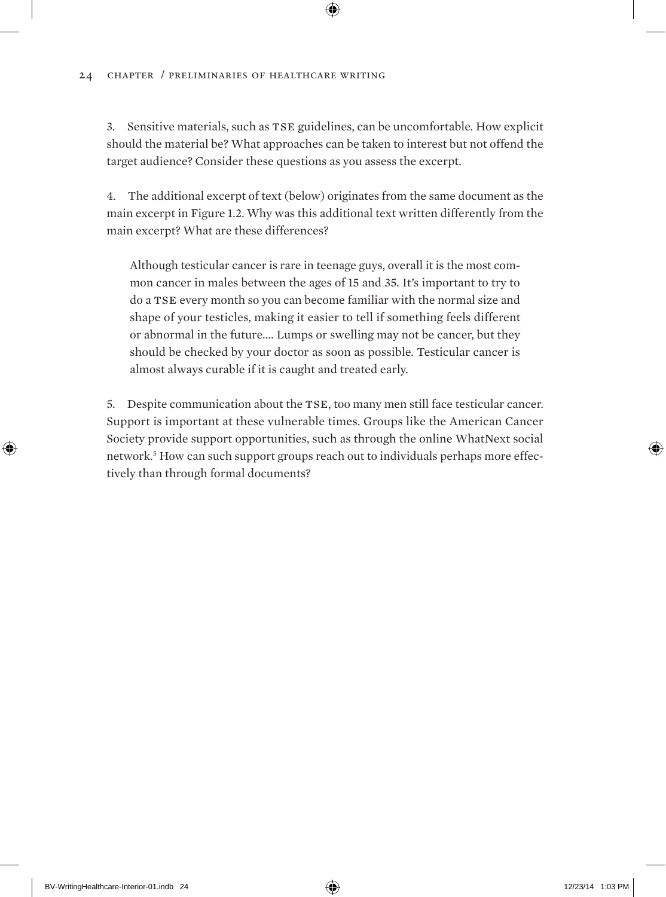3. Sensitive materials, such as TSE guidelines, can be uncomfortable. How explicit should the material be? What approaches can be taken to interest but not offend the target audience? Consider these questions as you assess the excerpt.

4. The additional excerpt of text (below) originates from the same document as the main excerpt in Figure 1.2. Why was this additional text written differently from the main excerpt? What are these differences?

> Although testicular cancer is rare in teenage guys, overall it is the most common cancer in males between the ages of 15 and 35. It's important to try to do a TSE every month so you can become familiar with the normal size and shape of your testicles, making it easier to tell if something feels different or abnormal in the future.... Lumps or swelling may not be cancer, but they should be checked by your doctor as soon as possible. Testicular cancer is almost always curable if it is caught and treated early.

5. Despite communication about the TSE, too many men still face testicular cancer. Support is important at these vulnerable times. Groups like the American Cancer Society provide support opportunities, such as through the online WhatNext social network.[5] How can such support groups reach out to individuals perhaps more effectively than through formal documents?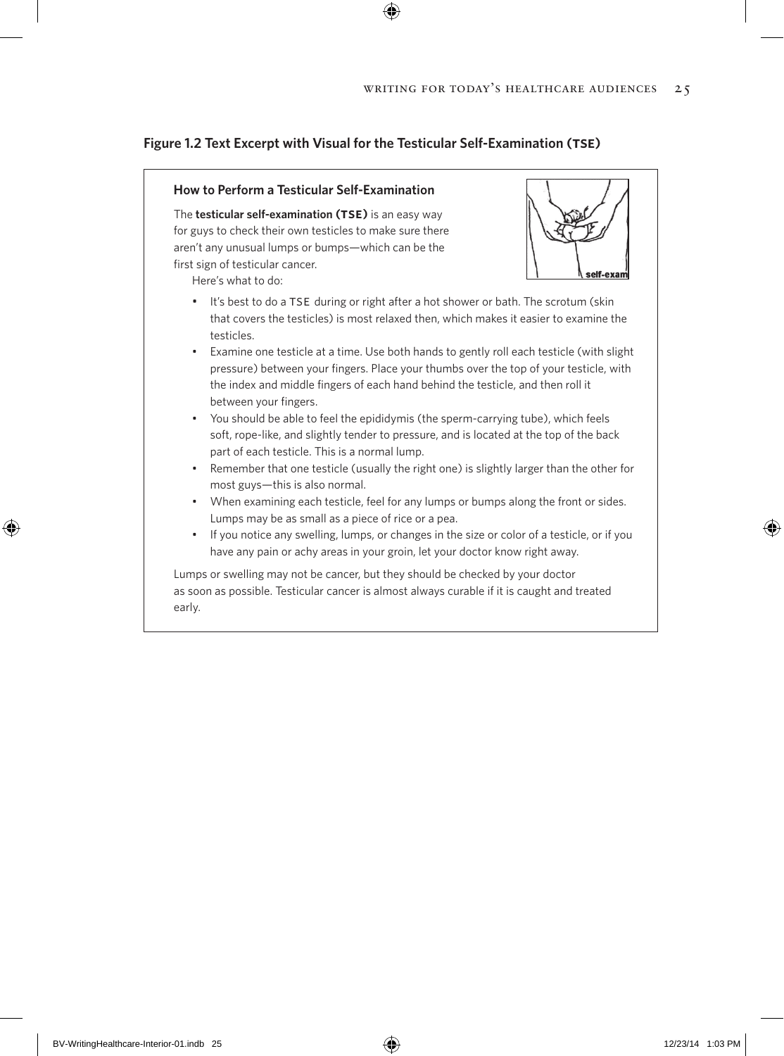**Figure 1.2 Text Excerpt with Visual for the Testicular Self-Examination (TSE)**

### How to Perform a Testicular Self-Examination

The **testicular self-examination (TSE)** is an easy way for guys to check their own testicles to make sure there aren't any unusual lumps or bumps—which can be the first sign of testicular cancer.

Here's what to do:

- It's best to do a TSE during or right after a hot shower or bath. The scrotum (skin that covers the testicles) is most relaxed then, which makes it easier to examine the testicles.
- Examine one testicle at a time. Use both hands to gently roll each testicle (with slight pressure) between your fingers. Place your thumbs over the top of your testicle, with the index and middle fingers of each hand behind the testicle, and then roll it between your fingers.
- You should be able to feel the epididymis (the sperm-carrying tube), which feels soft, rope-like, and slightly tender to pressure, and is located at the top of the back part of each testicle. This is a normal lump.
- Remember that one testicle (usually the right one) is slightly larger than the other for most guys—this is also normal.
- When examining each testicle, feel for any lumps or bumps along the front or sides. Lumps may be as small as a piece of rice or a pea.
- If you notice any swelling, lumps, or changes in the size or color of a testicle, or if you have any pain or achy areas in your groin, let your doctor know right away.

Lumps or swelling may not be cancer, but they should be checked by your doctor as soon as possible. Testicular cancer is almost always curable if it is caught and treated early.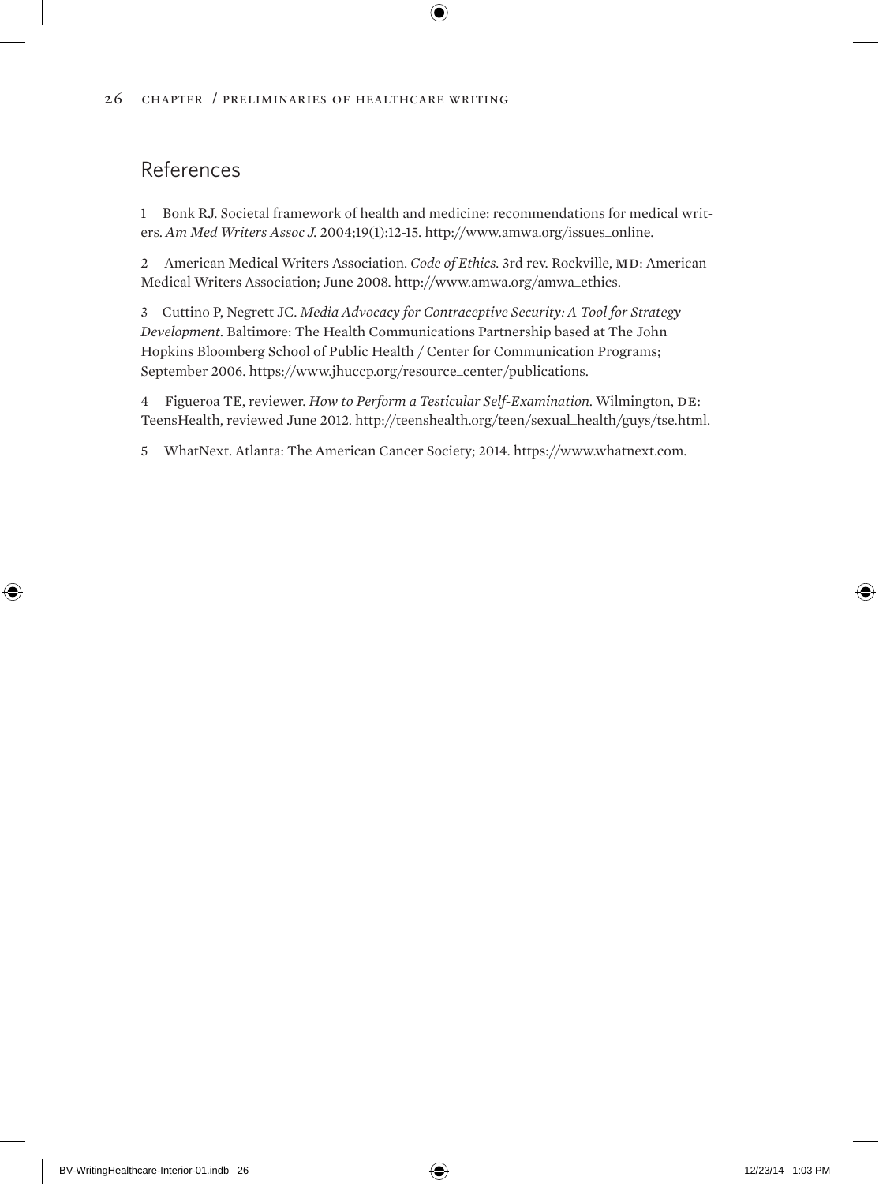## References

1 Bonk RJ. Societal framework of health and medicine: recommendations for medical writers. *Am Med Writers Assoc J.* 2004;19(1):12-15. http://www.amwa.org/issues_online.

2 American Medical Writers Association. *Code of Ethics.* 3rd rev. Rockville, MD: American Medical Writers Association; June 2008. http://www.amwa.org/amwa_ethics.

3 Cuttino P, Negrett JC. *Media Advocacy for Contraceptive Security: A Tool for Strategy Development.* Baltimore: The Health Communications Partnership based at The John Hopkins Bloomberg School of Public Health / Center for Communication Programs; September 2006. https://www.jhuccp.org/resource_center/publications.

4 Figueroa TE, reviewer. *How to Perform a Testicular Self-Examination.* Wilmington, DE: TeensHealth, reviewed June 2012. http://teenshealth.org/teen/sexual_health/guys/tse.html.

5 WhatNext. Atlanta: The American Cancer Society; 2014. https://www.whatnext.com.